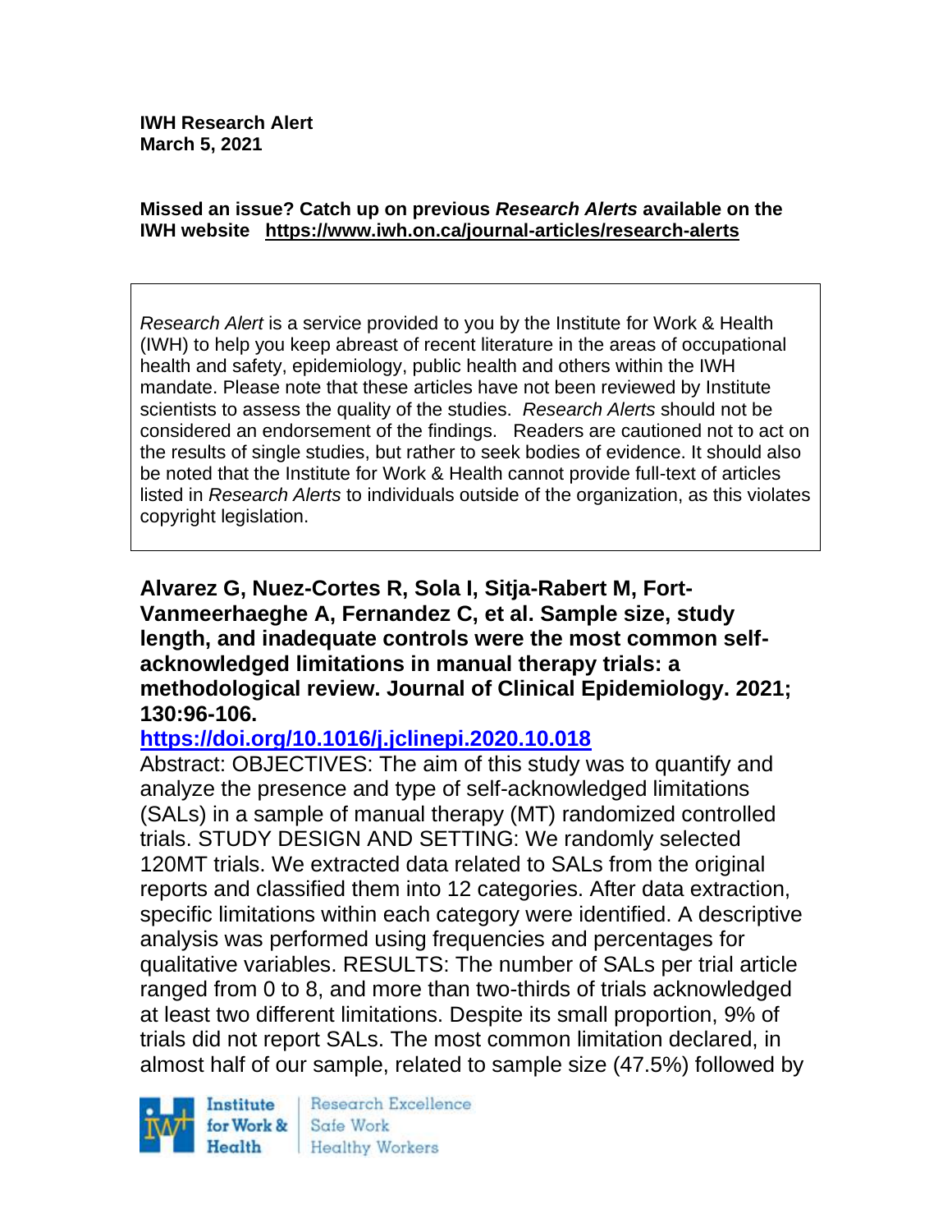**IWH Research Alert**
**March 5, 2021**

**Missed an issue? Catch up on previous *Research Alerts* available on the IWH website** **https://www.iwh.on.ca/journal-articles/research-alerts**

> *Research Alert* is a service provided to you by the Institute for Work & Health (IWH) to help you keep abreast of recent literature in the areas of occupational health and safety, epidemiology, public health and others within the IWH mandate. Please note that these articles have not been reviewed by Institute scientists to assess the quality of the studies. *Research Alerts* should not be considered an endorsement of the findings. Readers are cautioned not to act on the results of single studies, but rather to seek bodies of evidence. It should also be noted that the Institute for Work & Health cannot provide full-text of articles listed in *Research Alerts* to individuals outside of the organization, as this violates copyright legislation.

**Alvarez G, Nuez-Cortes R, Sola I, Sitja-Rabert M, Fort-Vanmeerhaeghe A, Fernandez C, et al. Sample size, study length, and inadequate controls were the most common self-acknowledged limitations in manual therapy trials: a methodological review. Journal of Clinical Epidemiology. 2021; 130:96-106.**

**https://doi.org/10.1016/j.jclinepi.2020.10.018**

Abstract: OBJECTIVES: The aim of this study was to quantify and analyze the presence and type of self-acknowledged limitations (SALs) in a sample of manual therapy (MT) randomized controlled trials. STUDY DESIGN AND SETTING: We randomly selected 120MT trials. We extracted data related to SALs from the original reports and classified them into 12 categories. After data extraction, specific limitations within each category were identified. A descriptive analysis was performed using frequencies and percentages for qualitative variables. RESULTS: The number of SALs per trial article ranged from 0 to 8, and more than two-thirds of trials acknowledged at least two different limitations. Despite its small proportion, 9% of trials did not report SALs. The most common limitation declared, in almost half of our sample, related to sample size (47.5%) followed by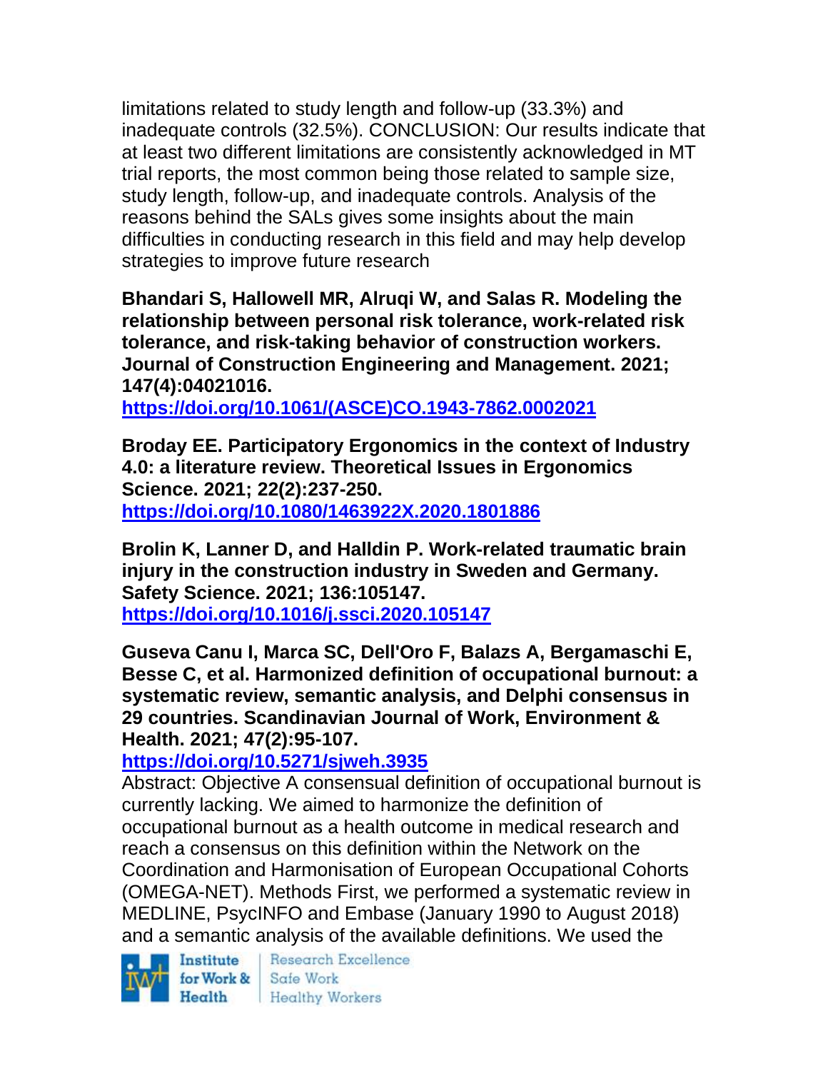limitations related to study length and follow-up (33.3%) and inadequate controls (32.5%). CONCLUSION: Our results indicate that at least two different limitations are consistently acknowledged in MT trial reports, the most common being those related to sample size, study length, follow-up, and inadequate controls. Analysis of the reasons behind the SALs gives some insights about the main difficulties in conducting research in this field and may help develop strategies to improve future research

**Bhandari S, Hallowell MR, Alruqi W, and Salas R. Modeling the relationship between personal risk tolerance, work-related risk tolerance, and risk-taking behavior of construction workers. Journal of Construction Engineering and Management. 2021; 147(4):04021016.**
**https://doi.org/10.1061/(ASCE)CO.1943-7862.0002021**

**Broday EE. Participatory Ergonomics in the context of Industry 4.0: a literature review. Theoretical Issues in Ergonomics Science. 2021; 22(2):237-250.**
**https://doi.org/10.1080/1463922X.2020.1801886**

**Brolin K, Lanner D, and Halldin P. Work-related traumatic brain injury in the construction industry in Sweden and Germany. Safety Science. 2021; 136:105147.**
**https://doi.org/10.1016/j.ssci.2020.105147**

**Guseva Canu I, Marca SC, Dell'Oro F, Balazs A, Bergamaschi E, Besse C, et al. Harmonized definition of occupational burnout: a systematic review, semantic analysis, and Delphi consensus in 29 countries. Scandinavian Journal of Work, Environment & Health. 2021; 47(2):95-107.**
**https://doi.org/10.5271/sjweh.3935**
Abstract: Objective A consensual definition of occupational burnout is currently lacking. We aimed to harmonize the definition of occupational burnout as a health outcome in medical research and reach a consensus on this definition within the Network on the Coordination and Harmonisation of European Occupational Cohorts (OMEGA-NET). Methods First, we performed a systematic review in MEDLINE, PsycINFO and Embase (January 1990 to August 2018) and a semantic analysis of the available definitions. We used the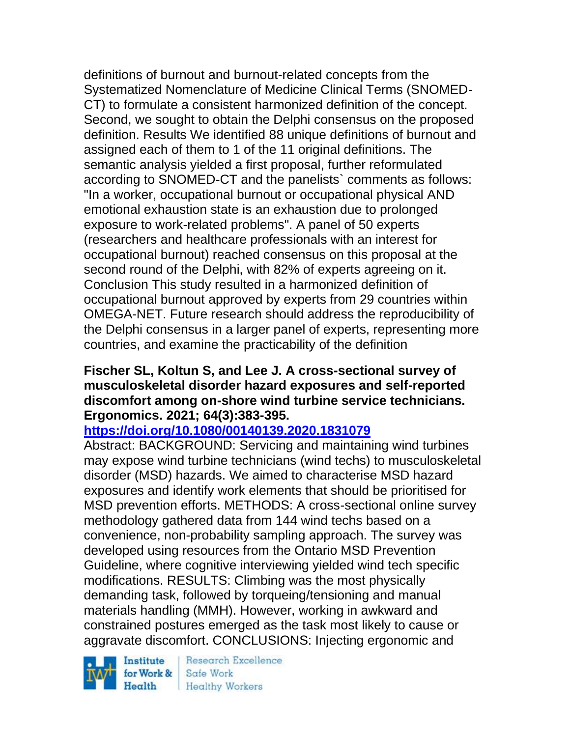definitions of burnout and burnout-related concepts from the Systematized Nomenclature of Medicine Clinical Terms (SNOMED-CT) to formulate a consistent harmonized definition of the concept. Second, we sought to obtain the Delphi consensus on the proposed definition. Results We identified 88 unique definitions of burnout and assigned each of them to 1 of the 11 original definitions. The semantic analysis yielded a first proposal, further reformulated according to SNOMED-CT and the panelists` comments as follows: "In a worker, occupational burnout or occupational physical AND emotional exhaustion state is an exhaustion due to prolonged exposure to work-related problems". A panel of 50 experts (researchers and healthcare professionals with an interest for occupational burnout) reached consensus on this proposal at the second round of the Delphi, with 82% of experts agreeing on it. Conclusion This study resulted in a harmonized definition of occupational burnout approved by experts from 29 countries within OMEGA-NET. Future research should address the reproducibility of the Delphi consensus in a larger panel of experts, representing more countries, and examine the practicability of the definition

**Fischer SL, Koltun S, and Lee J. A cross-sectional survey of musculoskeletal disorder hazard exposures and self-reported discomfort among on-shore wind turbine service technicians. Ergonomics. 2021; 64(3):383-395.**

**https://doi.org/10.1080/00140139.2020.1831079**

Abstract: BACKGROUND: Servicing and maintaining wind turbines may expose wind turbine technicians (wind techs) to musculoskeletal disorder (MSD) hazards. We aimed to characterise MSD hazard exposures and identify work elements that should be prioritised for MSD prevention efforts. METHODS: A cross-sectional online survey methodology gathered data from 144 wind techs based on a convenience, non-probability sampling approach. The survey was developed using resources from the Ontario MSD Prevention Guideline, where cognitive interviewing yielded wind tech specific modifications. RESULTS: Climbing was the most physically demanding task, followed by torqueing/tensioning and manual materials handling (MMH). However, working in awkward and constrained postures emerged as the task most likely to cause or aggravate discomfort. CONCLUSIONS: Injecting ergonomic and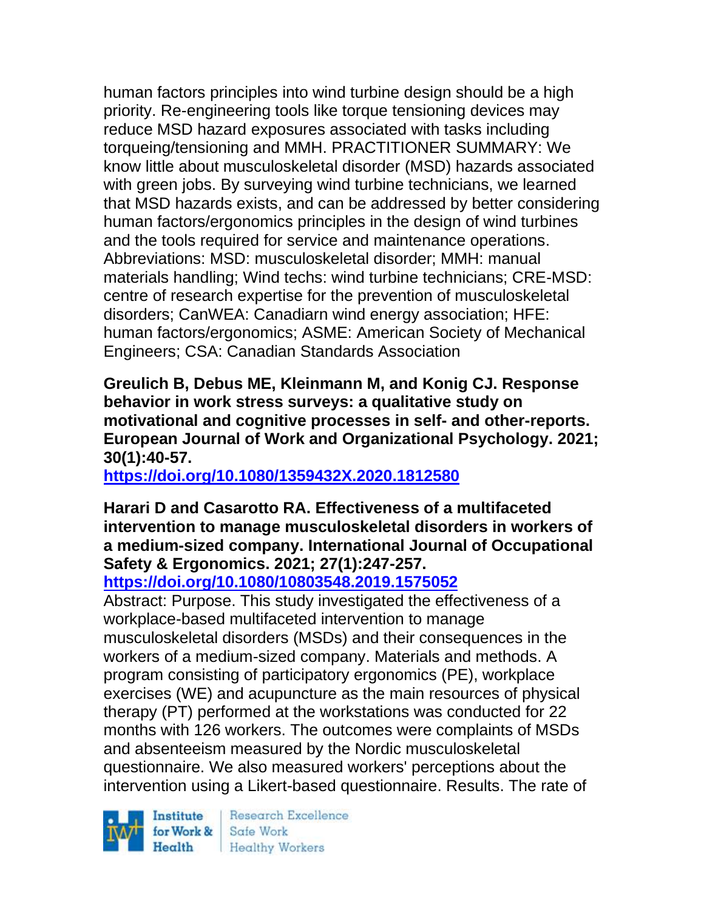human factors principles into wind turbine design should be a high priority. Re-engineering tools like torque tensioning devices may reduce MSD hazard exposures associated with tasks including torqueing/tensioning and MMH. PRACTITIONER SUMMARY: We know little about musculoskeletal disorder (MSD) hazards associated with green jobs. By surveying wind turbine technicians, we learned that MSD hazards exists, and can be addressed by better considering human factors/ergonomics principles in the design of wind turbines and the tools required for service and maintenance operations. Abbreviations: MSD: musculoskeletal disorder; MMH: manual materials handling; Wind techs: wind turbine technicians; CRE-MSD: centre of research expertise for the prevention of musculoskeletal disorders; CanWEA: Canadiarn wind energy association; HFE: human factors/ergonomics; ASME: American Society of Mechanical Engineers; CSA: Canadian Standards Association

**Greulich B, Debus ME, Kleinmann M, and Konig CJ. Response behavior in work stress surveys: a qualitative study on motivational and cognitive processes in self- and other-reports. European Journal of Work and Organizational Psychology. 2021; 30(1):40-57.**
**https://doi.org/10.1080/1359432X.2020.1812580**

**Harari D and Casarotto RA. Effectiveness of a multifaceted intervention to manage musculoskeletal disorders in workers of a medium-sized company. International Journal of Occupational Safety & Ergonomics. 2021; 27(1):247-257.**
**https://doi.org/10.1080/10803548.2019.1575052**
Abstract: Purpose. This study investigated the effectiveness of a workplace-based multifaceted intervention to manage musculoskeletal disorders (MSDs) and their consequences in the workers of a medium-sized company. Materials and methods. A program consisting of participatory ergonomics (PE), workplace exercises (WE) and acupuncture as the main resources of physical therapy (PT) performed at the workstations was conducted for 22 months with 126 workers. The outcomes were complaints of MSDs and absenteeism measured by the Nordic musculoskeletal questionnaire. We also measured workers' perceptions about the intervention using a Likert-based questionnaire. Results. The rate of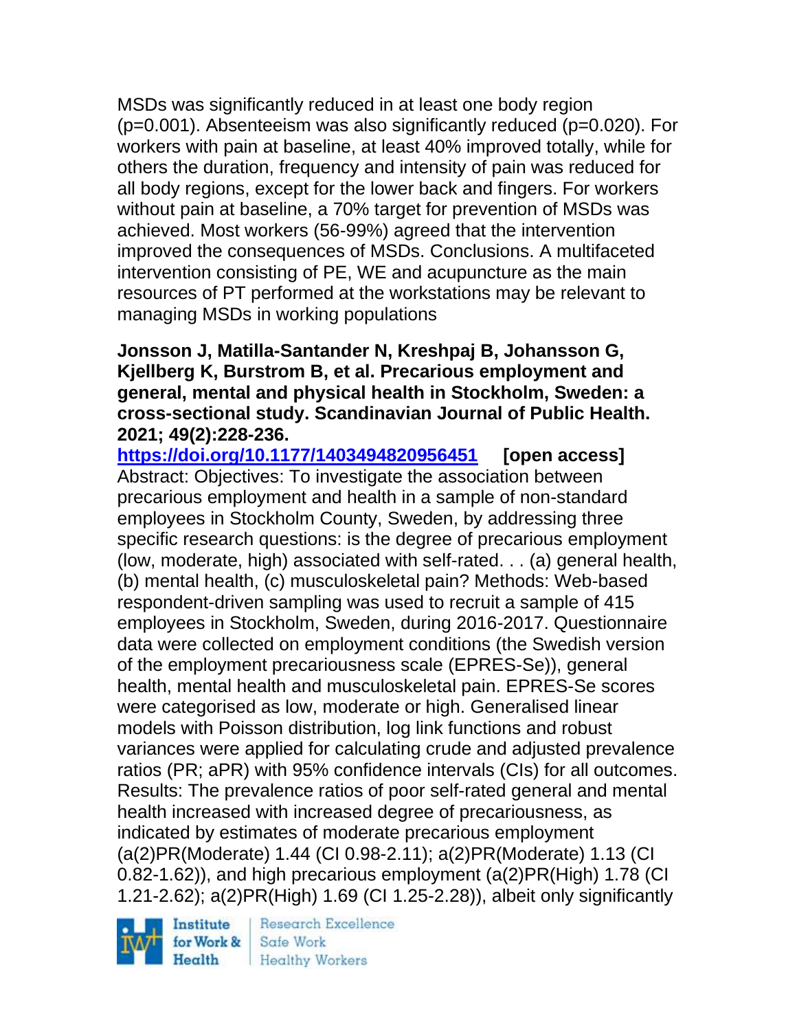MSDs was significantly reduced in at least one body region (p=0.001). Absenteeism was also significantly reduced (p=0.020). For workers with pain at baseline, at least 40% improved totally, while for others the duration, frequency and intensity of pain was reduced for all body regions, except for the lower back and fingers. For workers without pain at baseline, a 70% target for prevention of MSDs was achieved. Most workers (56-99%) agreed that the intervention improved the consequences of MSDs. Conclusions. A multifaceted intervention consisting of PE, WE and acupuncture as the main resources of PT performed at the workstations may be relevant to managing MSDs in working populations

**Jonsson J, Matilla-Santander N, Kreshpaj B, Johansson G, Kjellberg K, Burstrom B, et al. Precarious employment and general, mental and physical health in Stockholm, Sweden: a cross-sectional study. Scandinavian Journal of Public Health. 2021; 49(2):228-236.**
https://doi.org/10.1177/1403494820956451 **[open access]**
Abstract: Objectives: To investigate the association between precarious employment and health in a sample of non-standard employees in Stockholm County, Sweden, by addressing three specific research questions: is the degree of precarious employment (low, moderate, high) associated with self-rated. . . (a) general health, (b) mental health, (c) musculoskeletal pain? Methods: Web-based respondent-driven sampling was used to recruit a sample of 415 employees in Stockholm, Sweden, during 2016-2017. Questionnaire data were collected on employment conditions (the Swedish version of the employment precariousness scale (EPRES-Se)), general health, mental health and musculoskeletal pain. EPRES-Se scores were categorised as low, moderate or high. Generalised linear models with Poisson distribution, log link functions and robust variances were applied for calculating crude and adjusted prevalence ratios (PR; aPR) with 95% confidence intervals (CIs) for all outcomes. Results: The prevalence ratios of poor self-rated general and mental health increased with increased degree of precariousness, as indicated by estimates of moderate precarious employment (a(2)PR(Moderate) 1.44 (CI 0.98-2.11); a(2)PR(Moderate) 1.13 (CI 0.82-1.62)), and high precarious employment (a(2)PR(High) 1.78 (CI 1.21-2.62); a(2)PR(High) 1.69 (CI 1.25-2.28)), albeit only significantly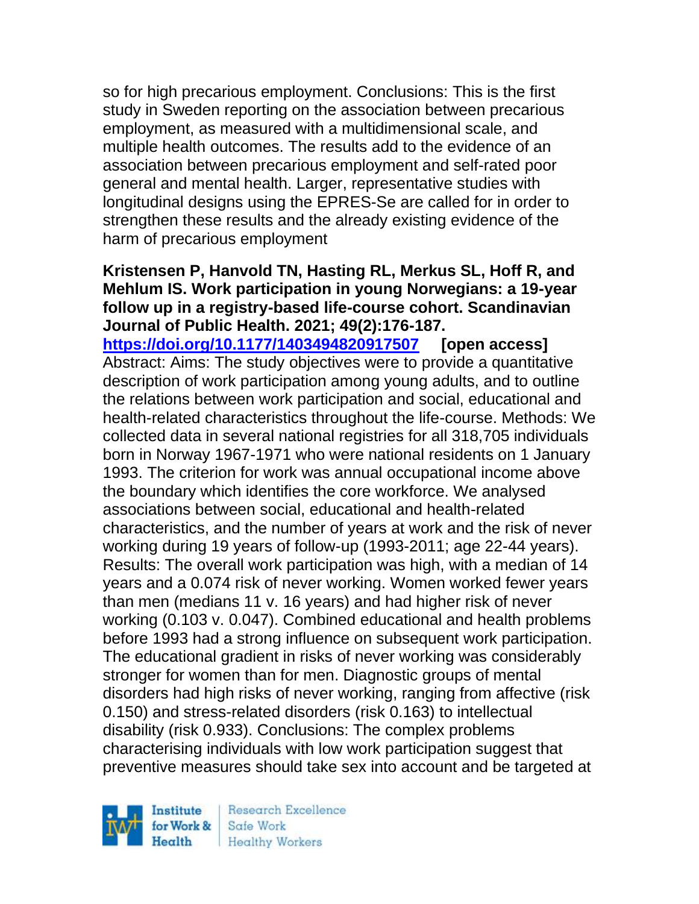so for high precarious employment. Conclusions: This is the first study in Sweden reporting on the association between precarious employment, as measured with a multidimensional scale, and multiple health outcomes. The results add to the evidence of an association between precarious employment and self-rated poor general and mental health. Larger, representative studies with longitudinal designs using the EPRES-Se are called for in order to strengthen these results and the already existing evidence of the harm of precarious employment

**Kristensen P, Hanvold TN, Hasting RL, Merkus SL, Hoff R, and Mehlum IS. Work participation in young Norwegians: a 19-year follow up in a registry-based life-course cohort. Scandinavian Journal of Public Health. 2021; 49(2):176-187.**
**https://doi.org/10.1177/1403494820917507** **[open access]**
Abstract: Aims: The study objectives were to provide a quantitative description of work participation among young adults, and to outline the relations between work participation and social, educational and health-related characteristics throughout the life-course. Methods: We collected data in several national registries for all 318,705 individuals born in Norway 1967-1971 who were national residents on 1 January 1993. The criterion for work was annual occupational income above the boundary which identifies the core workforce. We analysed associations between social, educational and health-related characteristics, and the number of years at work and the risk of never working during 19 years of follow-up (1993-2011; age 22-44 years). Results: The overall work participation was high, with a median of 14 years and a 0.074 risk of never working. Women worked fewer years than men (medians 11 v. 16 years) and had higher risk of never working (0.103 v. 0.047). Combined educational and health problems before 1993 had a strong influence on subsequent work participation. The educational gradient in risks of never working was considerably stronger for women than for men. Diagnostic groups of mental disorders had high risks of never working, ranging from affective (risk 0.150) and stress-related disorders (risk 0.163) to intellectual disability (risk 0.933). Conclusions: The complex problems characterising individuals with low work participation suggest that preventive measures should take sex into account and be targeted at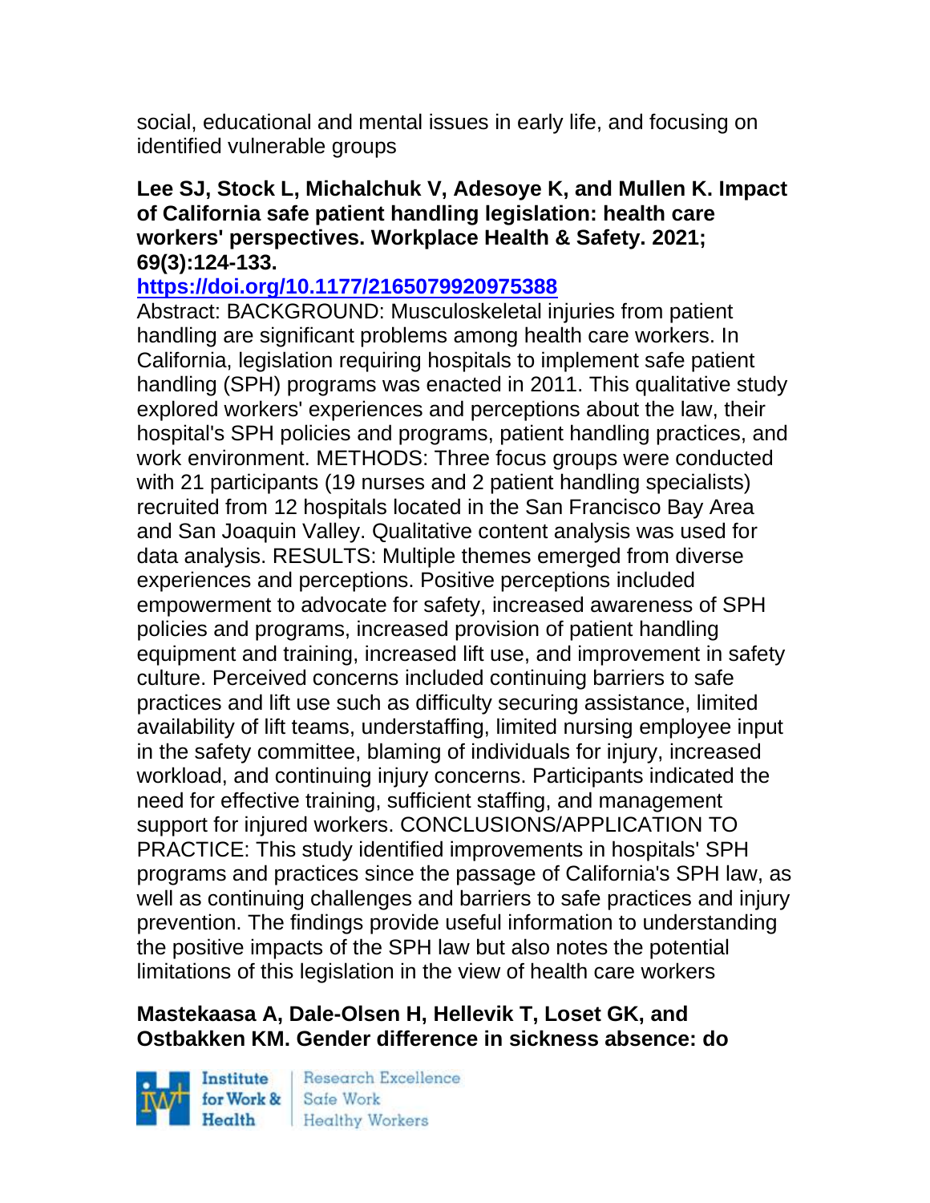social, educational and mental issues in early life, and focusing on identified vulnerable groups

**Lee SJ, Stock L, Michalchuk V, Adesoye K, and Mullen K. Impact of California safe patient handling legislation: health care workers' perspectives. Workplace Health & Safety. 2021; 69(3):124-133.**

**https://doi.org/10.1177/2165079920975388**

Abstract: BACKGROUND: Musculoskeletal injuries from patient handling are significant problems among health care workers. In California, legislation requiring hospitals to implement safe patient handling (SPH) programs was enacted in 2011. This qualitative study explored workers' experiences and perceptions about the law, their hospital's SPH policies and programs, patient handling practices, and work environment. METHODS: Three focus groups were conducted with 21 participants (19 nurses and 2 patient handling specialists) recruited from 12 hospitals located in the San Francisco Bay Area and San Joaquin Valley. Qualitative content analysis was used for data analysis. RESULTS: Multiple themes emerged from diverse experiences and perceptions. Positive perceptions included empowerment to advocate for safety, increased awareness of SPH policies and programs, increased provision of patient handling equipment and training, increased lift use, and improvement in safety culture. Perceived concerns included continuing barriers to safe practices and lift use such as difficulty securing assistance, limited availability of lift teams, understaffing, limited nursing employee input in the safety committee, blaming of individuals for injury, increased workload, and continuing injury concerns. Participants indicated the need for effective training, sufficient staffing, and management support for injured workers. CONCLUSIONS/APPLICATION TO PRACTICE: This study identified improvements in hospitals' SPH programs and practices since the passage of California's SPH law, as well as continuing challenges and barriers to safe practices and injury prevention. The findings provide useful information to understanding the positive impacts of the SPH law but also notes the potential limitations of this legislation in the view of health care workers

**Mastekaasa A, Dale-Olsen H, Hellevik T, Loset GK, and Ostbakken KM. Gender difference in sickness absence: do**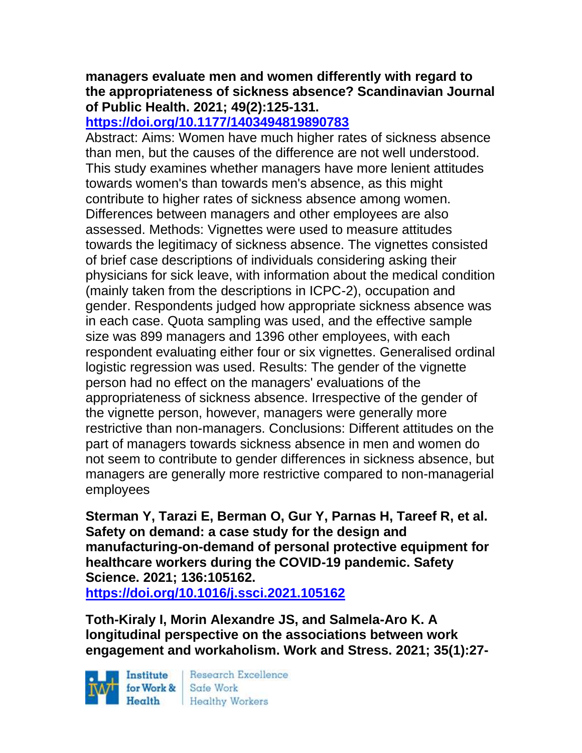**managers evaluate men and women differently with regard to the appropriateness of sickness absence? Scandinavian Journal of Public Health. 2021; 49(2):125-131.**
**https://doi.org/10.1177/1403494819890783**

Abstract: Aims: Women have much higher rates of sickness absence than men, but the causes of the difference are not well understood. This study examines whether managers have more lenient attitudes towards women's than towards men's absence, as this might contribute to higher rates of sickness absence among women. Differences between managers and other employees are also assessed. Methods: Vignettes were used to measure attitudes towards the legitimacy of sickness absence. The vignettes consisted of brief case descriptions of individuals considering asking their physicians for sick leave, with information about the medical condition (mainly taken from the descriptions in ICPC-2), occupation and gender. Respondents judged how appropriate sickness absence was in each case. Quota sampling was used, and the effective sample size was 899 managers and 1396 other employees, with each respondent evaluating either four or six vignettes. Generalised ordinal logistic regression was used. Results: The gender of the vignette person had no effect on the managers' evaluations of the appropriateness of sickness absence. Irrespective of the gender of the vignette person, however, managers were generally more restrictive than non-managers. Conclusions: Different attitudes on the part of managers towards sickness absence in men and women do not seem to contribute to gender differences in sickness absence, but managers are generally more restrictive compared to non-managerial employees

**Sterman Y, Tarazi E, Berman O, Gur Y, Parnas H, Tareef R, et al. Safety on demand: a case study for the design and manufacturing-on-demand of personal protective equipment for healthcare workers during the COVID-19 pandemic. Safety Science. 2021; 136:105162.**
**https://doi.org/10.1016/j.ssci.2021.105162**

**Toth-Kiraly I, Morin Alexandre JS, and Salmela-Aro K. A longitudinal perspective on the associations between work engagement and workaholism. Work and Stress. 2021; 35(1):27-**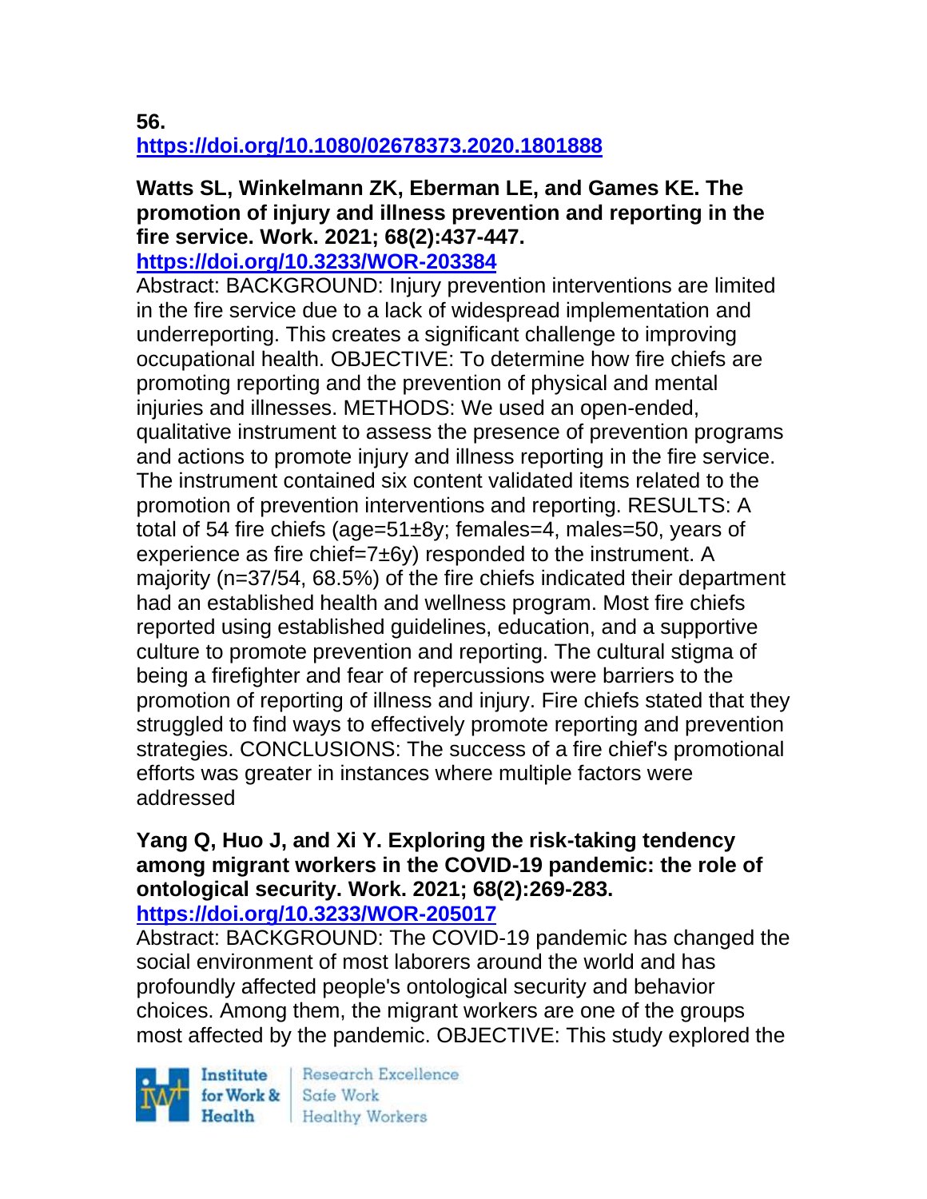**56.**
**https://doi.org/10.1080/02678373.2020.1801888**

**Watts SL, Winkelmann ZK, Eberman LE, and Games KE. The promotion of injury and illness prevention and reporting in the fire service. Work. 2021; 68(2):437-447.**
**https://doi.org/10.3233/WOR-203384**

Abstract: BACKGROUND: Injury prevention interventions are limited in the fire service due to a lack of widespread implementation and underreporting. This creates a significant challenge to improving occupational health. OBJECTIVE: To determine how fire chiefs are promoting reporting and the prevention of physical and mental injuries and illnesses. METHODS: We used an open-ended, qualitative instrument to assess the presence of prevention programs and actions to promote injury and illness reporting in the fire service. The instrument contained six content validated items related to the promotion of prevention interventions and reporting. RESULTS: A total of 54 fire chiefs (age=51±8y; females=4, males=50, years of experience as fire chief=7±6y) responded to the instrument. A majority (n=37/54, 68.5%) of the fire chiefs indicated their department had an established health and wellness program. Most fire chiefs reported using established guidelines, education, and a supportive culture to promote prevention and reporting. The cultural stigma of being a firefighter and fear of repercussions were barriers to the promotion of reporting of illness and injury. Fire chiefs stated that they struggled to find ways to effectively promote reporting and prevention strategies. CONCLUSIONS: The success of a fire chief's promotional efforts was greater in instances where multiple factors were addressed

**Yang Q, Huo J, and Xi Y. Exploring the risk-taking tendency among migrant workers in the COVID-19 pandemic: the role of ontological security. Work. 2021; 68(2):269-283.**
**https://doi.org/10.3233/WOR-205017**

Abstract: BACKGROUND: The COVID-19 pandemic has changed the social environment of most laborers around the world and has profoundly affected people's ontological security and behavior choices. Among them, the migrant workers are one of the groups most affected by the pandemic. OBJECTIVE: This study explored the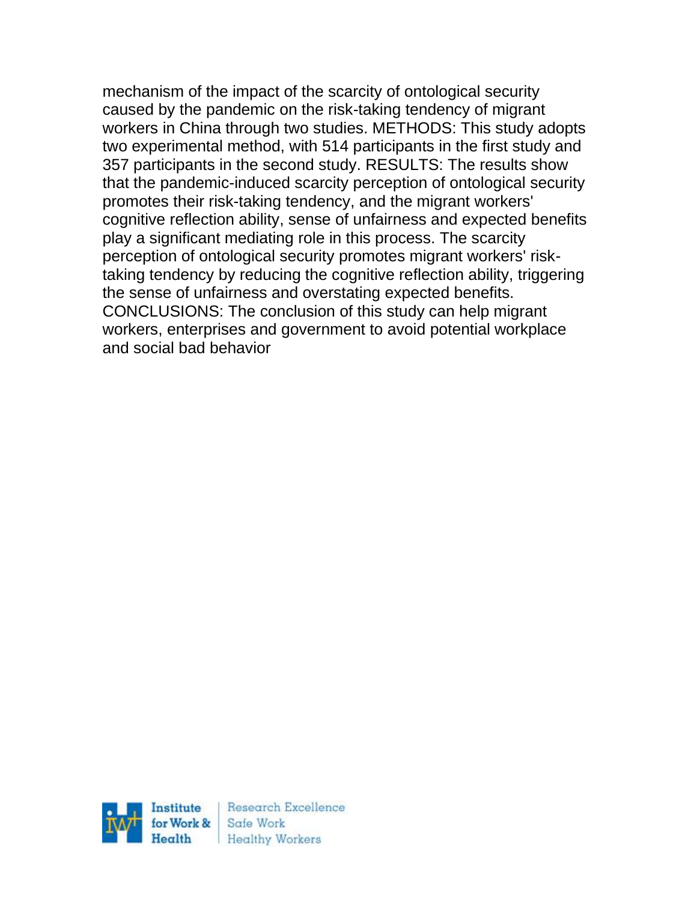mechanism of the impact of the scarcity of ontological security caused by the pandemic on the risk-taking tendency of migrant workers in China through two studies. METHODS: This study adopts two experimental method, with 514 participants in the first study and 357 participants in the second study. RESULTS: The results show that the pandemic-induced scarcity perception of ontological security promotes their risk-taking tendency, and the migrant workers' cognitive reflection ability, sense of unfairness and expected benefits play a significant mediating role in this process. The scarcity perception of ontological security promotes migrant workers' risk-taking tendency by reducing the cognitive reflection ability, triggering the sense of unfairness and overstating expected benefits. CONCLUSIONS: The conclusion of this study can help migrant workers, enterprises and government to avoid potential workplace and social bad behavior